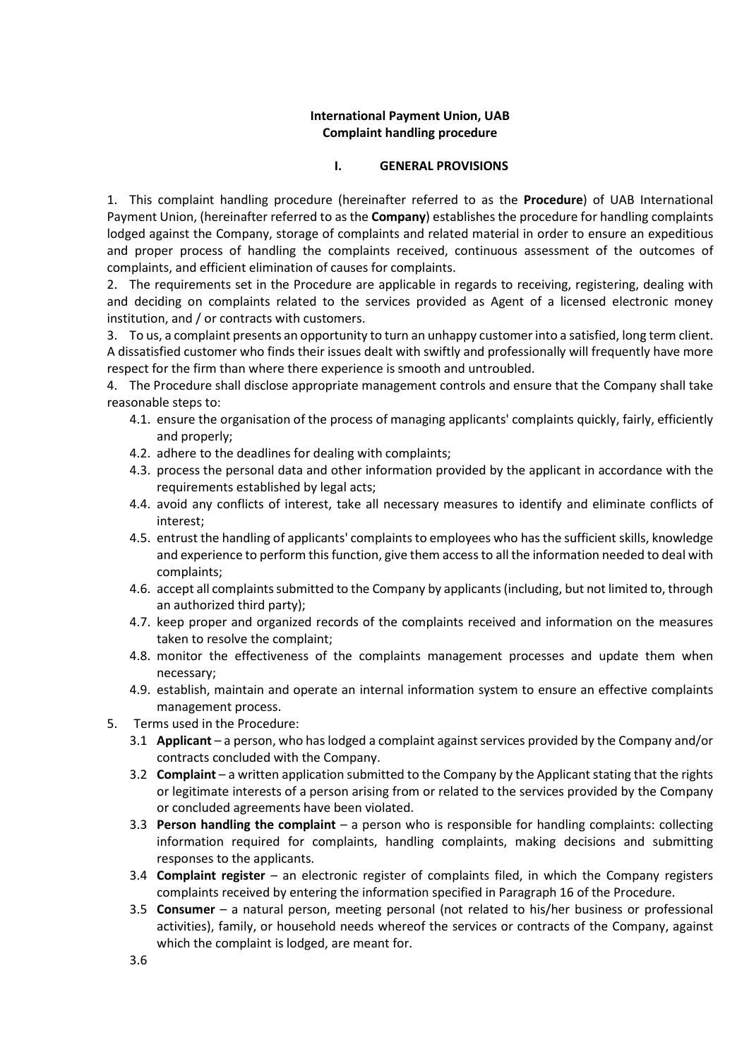**International Payment Union, UAB**
**Complaint handling procedure**

## I. GENERAL PROVISIONS

1. This complaint handling procedure (hereinafter referred to as the **Procedure**) of UAB International Payment Union, (hereinafter referred to as the **Company**) establishes the procedure for handling complaints lodged against the Company, storage of complaints and related material in order to ensure an expeditious and proper process of handling the complaints received, continuous assessment of the outcomes of complaints, and efficient elimination of causes for complaints.
2. The requirements set in the Procedure are applicable in regards to receiving, registering, dealing with and deciding on complaints related to the services provided as Agent of a licensed electronic money institution, and / or contracts with customers.
3. To us, a complaint presents an opportunity to turn an unhappy customer into a satisfied, long term client. A dissatisfied customer who finds their issues dealt with swiftly and professionally will frequently have more respect for the firm than where there experience is smooth and untroubled.
4. The Procedure shall disclose appropriate management controls and ensure that the Company shall take reasonable steps to:
   - 4.1. ensure the organisation of the process of managing applicants' complaints quickly, fairly, efficiently and properly;
   - 4.2. adhere to the deadlines for dealing with complaints;
   - 4.3. process the personal data and other information provided by the applicant in accordance with the requirements established by legal acts;
   - 4.4. avoid any conflicts of interest, take all necessary measures to identify and eliminate conflicts of interest;
   - 4.5. entrust the handling of applicants' complaints to employees who has the sufficient skills, knowledge and experience to perform this function, give them access to all the information needed to deal with complaints;
   - 4.6. accept all complaints submitted to the Company by applicants (including, but not limited to, through an authorized third party);
   - 4.7. keep proper and organized records of the complaints received and information on the measures taken to resolve the complaint;
   - 4.8. monitor the effectiveness of the complaints management processes and update them when necessary;
   - 4.9. establish, maintain and operate an internal information system to ensure an effective complaints management process.
5. Terms used in the Procedure:
   - 3.1 **Applicant** – a person, who has lodged a complaint against services provided by the Company and/or contracts concluded with the Company.
   - 3.2 **Complaint** – a written application submitted to the Company by the Applicant stating that the rights or legitimate interests of a person arising from or related to the services provided by the Company or concluded agreements have been violated.
   - 3.3 **Person handling the complaint** – a person who is responsible for handling complaints: collecting information required for complaints, handling complaints, making decisions and submitting responses to the applicants.
   - 3.4 **Complaint register** – an electronic register of complaints filed, in which the Company registers complaints received by entering the information specified in Paragraph 16 of the Procedure.
   - 3.5 **Consumer** – a natural person, meeting personal (not related to his/her business or professional activities), family, or household needs whereof the services or contracts of the Company, against which the complaint is lodged, are meant for.
   - 3.6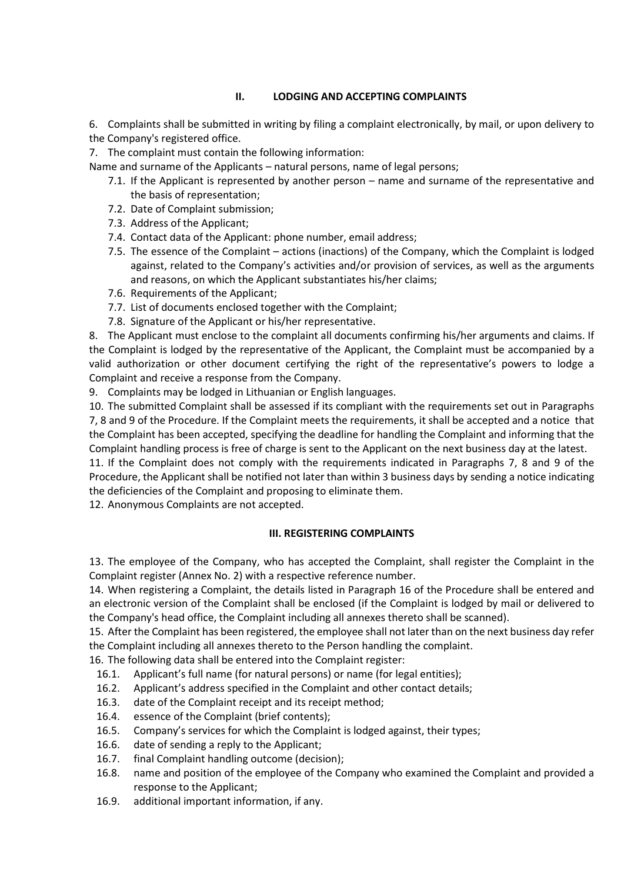## II. LODGING AND ACCEPTING COMPLAINTS

6. Complaints shall be submitted in writing by filing a complaint electronically, by mail, or upon delivery to the Company's registered office.

7. The complaint must contain the following information:

Name and surname of the Applicants – natural persons, name of legal persons;

- 7.1. If the Applicant is represented by another person – name and surname of the representative and the basis of representation;
- 7.2. Date of Complaint submission;
- 7.3. Address of the Applicant;
- 7.4. Contact data of the Applicant: phone number, email address;
- 7.5. The essence of the Complaint – actions (inactions) of the Company, which the Complaint is lodged against, related to the Company's activities and/or provision of services, as well as the arguments and reasons, on which the Applicant substantiates his/her claims;
- 7.6. Requirements of the Applicant;
- 7.7. List of documents enclosed together with the Complaint;
- 7.8. Signature of the Applicant or his/her representative.

8. The Applicant must enclose to the complaint all documents confirming his/her arguments and claims. If the Complaint is lodged by the representative of the Applicant, the Complaint must be accompanied by a valid authorization or other document certifying the right of the representative's powers to lodge a Complaint and receive a response from the Company.

9. Complaints may be lodged in Lithuanian or English languages.

10. The submitted Complaint shall be assessed if its compliant with the requirements set out in Paragraphs 7, 8 and 9 of the Procedure. If the Complaint meets the requirements, it shall be accepted and a notice that the Complaint has been accepted, specifying the deadline for handling the Complaint and informing that the Complaint handling process is free of charge is sent to the Applicant on the next business day at the latest.

11. If the Complaint does not comply with the requirements indicated in Paragraphs 7, 8 and 9 of the Procedure, the Applicant shall be notified not later than within 3 business days by sending a notice indicating the deficiencies of the Complaint and proposing to eliminate them.

12. Anonymous Complaints are not accepted.

## III. REGISTERING COMPLAINTS

13. The employee of the Company, who has accepted the Complaint, shall register the Complaint in the Complaint register (Annex No. 2) with a respective reference number.

14. When registering a Complaint, the details listed in Paragraph 16 of the Procedure shall be entered and an electronic version of the Complaint shall be enclosed (if the Complaint is lodged by mail or delivered to the Company's head office, the Complaint including all annexes thereto shall be scanned).

15. After the Complaint has been registered, the employee shall not later than on the next business day refer the Complaint including all annexes thereto to the Person handling the complaint.

16. The following data shall be entered into the Complaint register:

- 16.1. Applicant's full name (for natural persons) or name (for legal entities);
- 16.2. Applicant's address specified in the Complaint and other contact details;
- 16.3. date of the Complaint receipt and its receipt method;
- 16.4. essence of the Complaint (brief contents);
- 16.5. Company's services for which the Complaint is lodged against, their types;
- 16.6. date of sending a reply to the Applicant;
- 16.7. final Complaint handling outcome (decision);
- 16.8. name and position of the employee of the Company who examined the Complaint and provided a response to the Applicant;
- 16.9. additional important information, if any.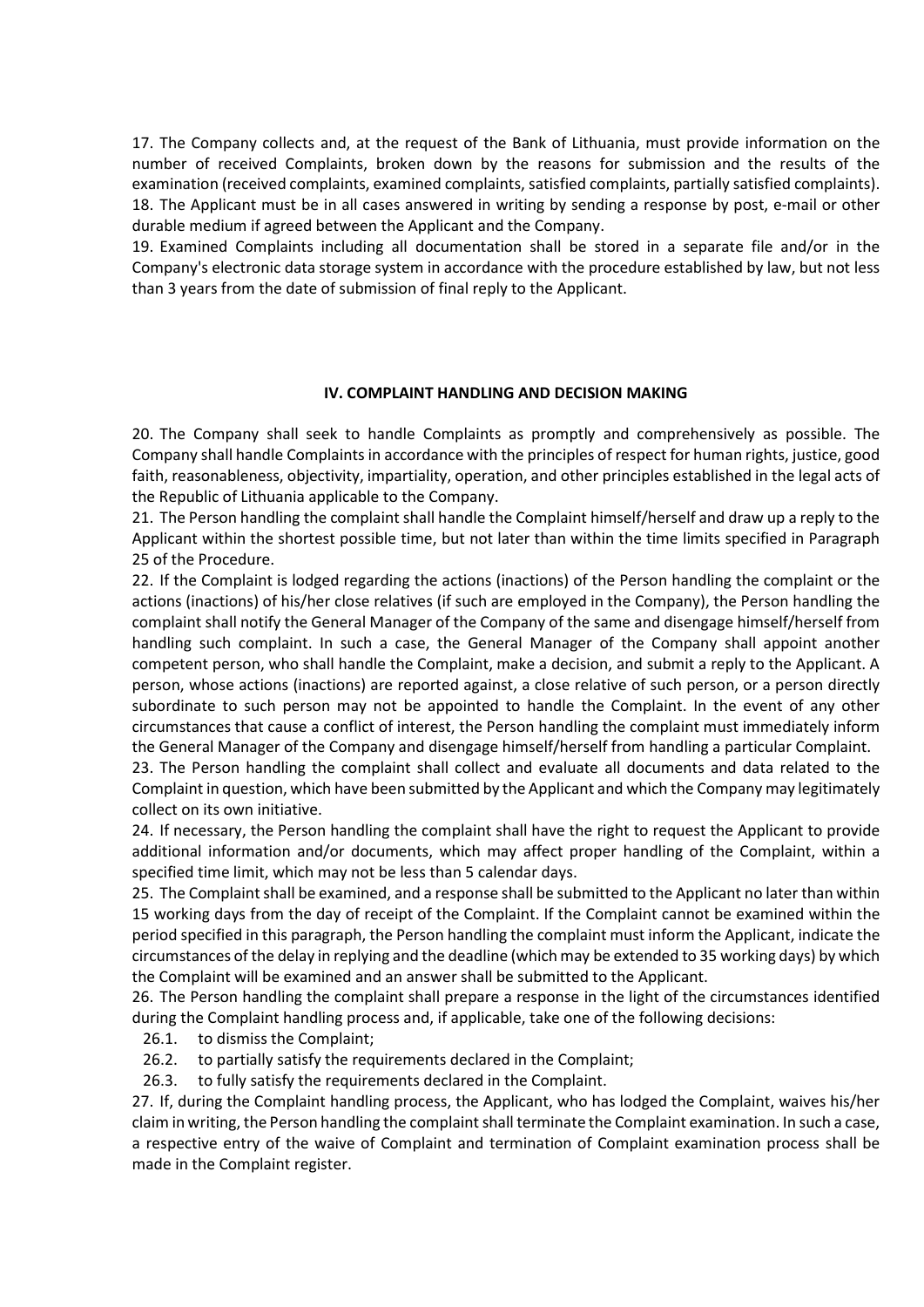17. The Company collects and, at the request of the Bank of Lithuania, must provide information on the number of received Complaints, broken down by the reasons for submission and the results of the examination (received complaints, examined complaints, satisfied complaints, partially satisfied complaints).

18. The Applicant must be in all cases answered in writing by sending a response by post, e-mail or other durable medium if agreed between the Applicant and the Company.

19. Examined Complaints including all documentation shall be stored in a separate file and/or in the Company's electronic data storage system in accordance with the procedure established by law, but not less than 3 years from the date of submission of final reply to the Applicant.

## IV. COMPLAINT HANDLING AND DECISION MAKING

20. The Company shall seek to handle Complaints as promptly and comprehensively as possible. The Company shall handle Complaints in accordance with the principles of respect for human rights, justice, good faith, reasonableness, objectivity, impartiality, operation, and other principles established in the legal acts of the Republic of Lithuania applicable to the Company.

21. The Person handling the complaint shall handle the Complaint himself/herself and draw up a reply to the Applicant within the shortest possible time, but not later than within the time limits specified in Paragraph 25 of the Procedure.

22. If the Complaint is lodged regarding the actions (inactions) of the Person handling the complaint or the actions (inactions) of his/her close relatives (if such are employed in the Company), the Person handling the complaint shall notify the General Manager of the Company of the same and disengage himself/herself from handling such complaint. In such a case, the General Manager of the Company shall appoint another competent person, who shall handle the Complaint, make a decision, and submit a reply to the Applicant. A person, whose actions (inactions) are reported against, a close relative of such person, or a person directly subordinate to such person may not be appointed to handle the Complaint. In the event of any other circumstances that cause a conflict of interest, the Person handling the complaint must immediately inform the General Manager of the Company and disengage himself/herself from handling a particular Complaint.

23. The Person handling the complaint shall collect and evaluate all documents and data related to the Complaint in question, which have been submitted by the Applicant and which the Company may legitimately collect on its own initiative.

24. If necessary, the Person handling the complaint shall have the right to request the Applicant to provide additional information and/or documents, which may affect proper handling of the Complaint, within a specified time limit, which may not be less than 5 calendar days.

25. The Complaint shall be examined, and a response shall be submitted to the Applicant no later than within 15 working days from the day of receipt of the Complaint. If the Complaint cannot be examined within the period specified in this paragraph, the Person handling the complaint must inform the Applicant, indicate the circumstances of the delay in replying and the deadline (which may be extended to 35 working days) by which the Complaint will be examined and an answer shall be submitted to the Applicant.

26. The Person handling the complaint shall prepare a response in the light of the circumstances identified during the Complaint handling process and, if applicable, take one of the following decisions:

26.1. to dismiss the Complaint;

26.2. to partially satisfy the requirements declared in the Complaint;

26.3. to fully satisfy the requirements declared in the Complaint.

27. If, during the Complaint handling process, the Applicant, who has lodged the Complaint, waives his/her claim in writing, the Person handling the complaint shall terminate the Complaint examination. In such a case, a respective entry of the waive of Complaint and termination of Complaint examination process shall be made in the Complaint register.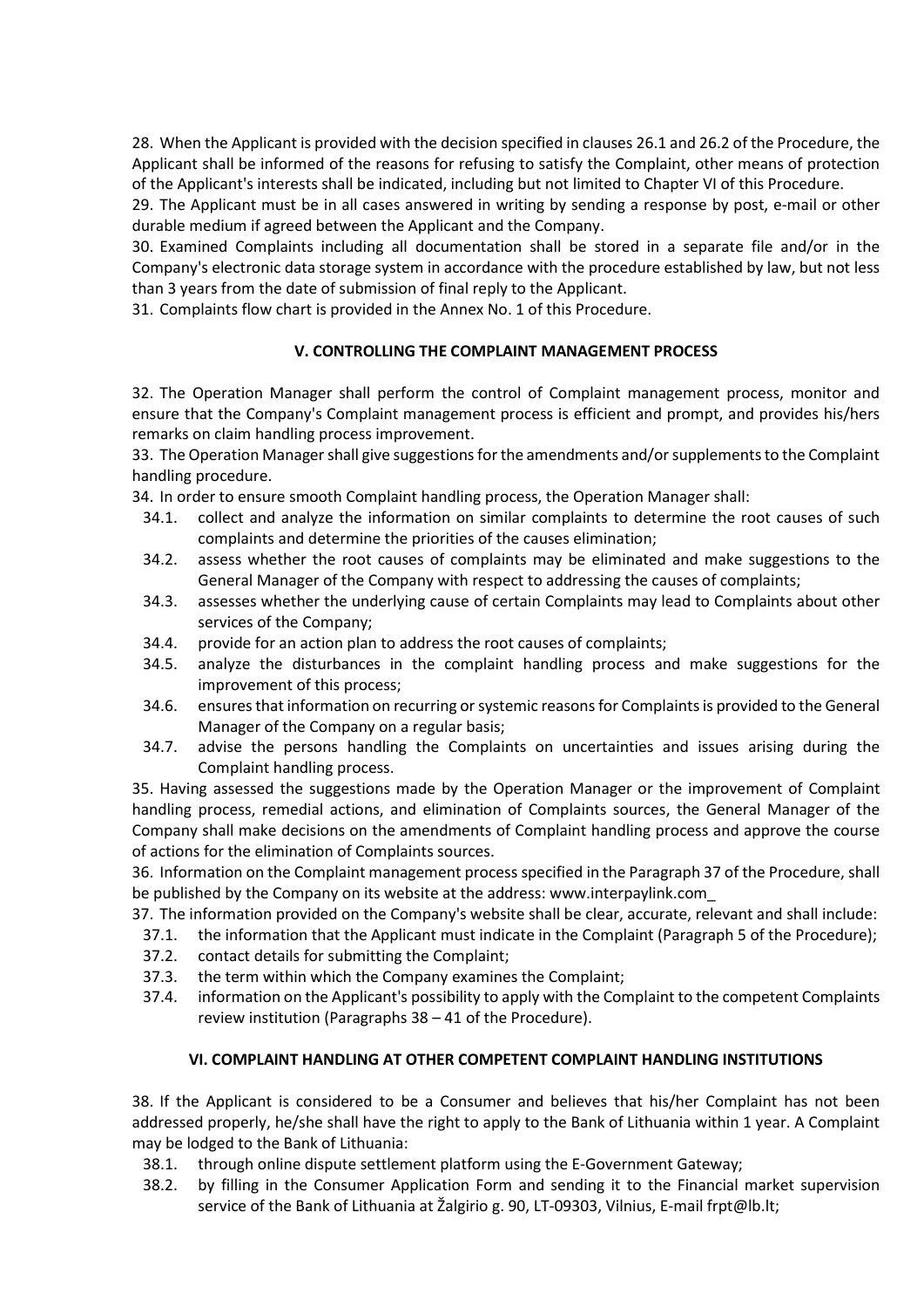28. When the Applicant is provided with the decision specified in clauses 26.1 and 26.2 of the Procedure, the Applicant shall be informed of the reasons for refusing to satisfy the Complaint, other means of protection of the Applicant's interests shall be indicated, including but not limited to Chapter VI of this Procedure.

29. The Applicant must be in all cases answered in writing by sending a response by post, e-mail or other durable medium if agreed between the Applicant and the Company.

30. Examined Complaints including all documentation shall be stored in a separate file and/or in the Company's electronic data storage system in accordance with the procedure established by law, but not less than 3 years from the date of submission of final reply to the Applicant.

31. Complaints flow chart is provided in the Annex No. 1 of this Procedure.

## V. CONTROLLING THE COMPLAINT MANAGEMENT PROCESS

32. The Operation Manager shall perform the control of Complaint management process, monitor and ensure that the Company's Complaint management process is efficient and prompt, and provides his/hers remarks on claim handling process improvement.

33. The Operation Manager shall give suggestions for the amendments and/or supplements to the Complaint handling procedure.

34. In order to ensure smooth Complaint handling process, the Operation Manager shall:

- 34.1. collect and analyze the information on similar complaints to determine the root causes of such complaints and determine the priorities of the causes elimination;
- 34.2. assess whether the root causes of complaints may be eliminated and make suggestions to the General Manager of the Company with respect to addressing the causes of complaints;
- 34.3. assesses whether the underlying cause of certain Complaints may lead to Complaints about other services of the Company;
- 34.4. provide for an action plan to address the root causes of complaints;
- 34.5. analyze the disturbances in the complaint handling process and make suggestions for the improvement of this process;
- 34.6. ensures that information on recurring or systemic reasons for Complaints is provided to the General Manager of the Company on a regular basis;
- 34.7. advise the persons handling the Complaints on uncertainties and issues arising during the Complaint handling process.

35. Having assessed the suggestions made by the Operation Manager or the improvement of Complaint handling process, remedial actions, and elimination of Complaints sources, the General Manager of the Company shall make decisions on the amendments of Complaint handling process and approve the course of actions for the elimination of Complaints sources.

36. Information on the Complaint management process specified in the Paragraph 37 of the Procedure, shall be published by the Company on its website at the address: www.interpaylink.com_

37. The information provided on the Company's website shall be clear, accurate, relevant and shall include:

- 37.1. the information that the Applicant must indicate in the Complaint (Paragraph 5 of the Procedure);
- 37.2. contact details for submitting the Complaint;
- 37.3. the term within which the Company examines the Complaint;
- 37.4. information on the Applicant's possibility to apply with the Complaint to the competent Complaints review institution (Paragraphs 38 – 41 of the Procedure).

## VI. COMPLAINT HANDLING AT OTHER COMPETENT COMPLAINT HANDLING INSTITUTIONS

38. If the Applicant is considered to be a Consumer and believes that his/her Complaint has not been addressed properly, he/she shall have the right to apply to the Bank of Lithuania within 1 year. A Complaint may be lodged to the Bank of Lithuania:

- 38.1. through online dispute settlement platform using the E-Government Gateway;
- 38.2. by filling in the Consumer Application Form and sending it to the Financial market supervision service of the Bank of Lithuania at Žalgirio g. 90, LT-09303, Vilnius, E-mail frpt@lb.lt;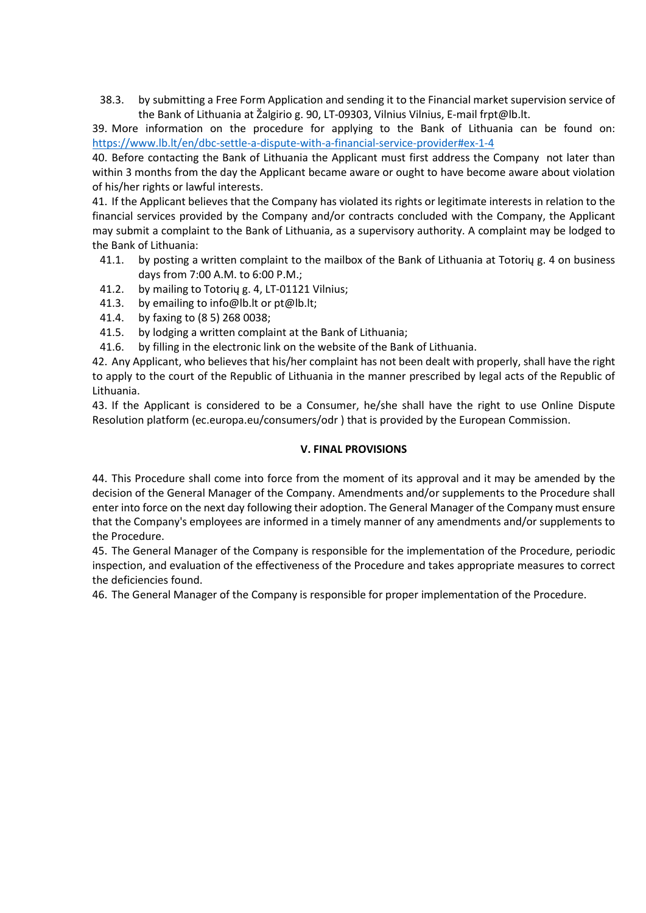38.3. by submitting a Free Form Application and sending it to the Financial market supervision service of the Bank of Lithuania at Žalgirio g. 90, LT-09303, Vilnius Vilnius, E-mail frpt@lb.lt.

39. More information on the procedure for applying to the Bank of Lithuania can be found on: [https://www.lb.lt/en/dbc-settle-a-dispute-with-a-financial-service-provider#ex-1-4](https://www.lb.lt/en/dbc-settle-a-dispute-with-a-financial-service-provider#ex-1-4)

40. Before contacting the Bank of Lithuania the Applicant must first address the Company not later than within 3 months from the day the Applicant became aware or ought to have become aware about violation of his/her rights or lawful interests.

41. If the Applicant believes that the Company has violated its rights or legitimate interests in relation to the financial services provided by the Company and/or contracts concluded with the Company, the Applicant may submit a complaint to the Bank of Lithuania, as a supervisory authority. A complaint may be lodged to the Bank of Lithuania:

41.1. by posting a written complaint to the mailbox of the Bank of Lithuania at Totorių g. 4 on business days from 7:00 A.M. to 6:00 P.M.;

41.2. by mailing to Totorių g. 4, LT-01121 Vilnius;

41.3. by emailing to info@lb.lt or pt@lb.lt;

41.4. by faxing to (8 5) 268 0038;

41.5. by lodging a written complaint at the Bank of Lithuania;

41.6. by filling in the electronic link on the website of the Bank of Lithuania.

42. Any Applicant, who believes that his/her complaint has not been dealt with properly, shall have the right to apply to the court of the Republic of Lithuania in the manner prescribed by legal acts of the Republic of Lithuania.

43. If the Applicant is considered to be a Consumer, he/she shall have the right to use Online Dispute Resolution platform (ec.europa.eu/consumers/odr ) that is provided by the European Commission.

## V. FINAL PROVISIONS

44. This Procedure shall come into force from the moment of its approval and it may be amended by the decision of the General Manager of the Company. Amendments and/or supplements to the Procedure shall enter into force on the next day following their adoption. The General Manager of the Company must ensure that the Company's employees are informed in a timely manner of any amendments and/or supplements to the Procedure.

45. The General Manager of the Company is responsible for the implementation of the Procedure, periodic inspection, and evaluation of the effectiveness of the Procedure and takes appropriate measures to correct the deficiencies found.

46. The General Manager of the Company is responsible for proper implementation of the Procedure.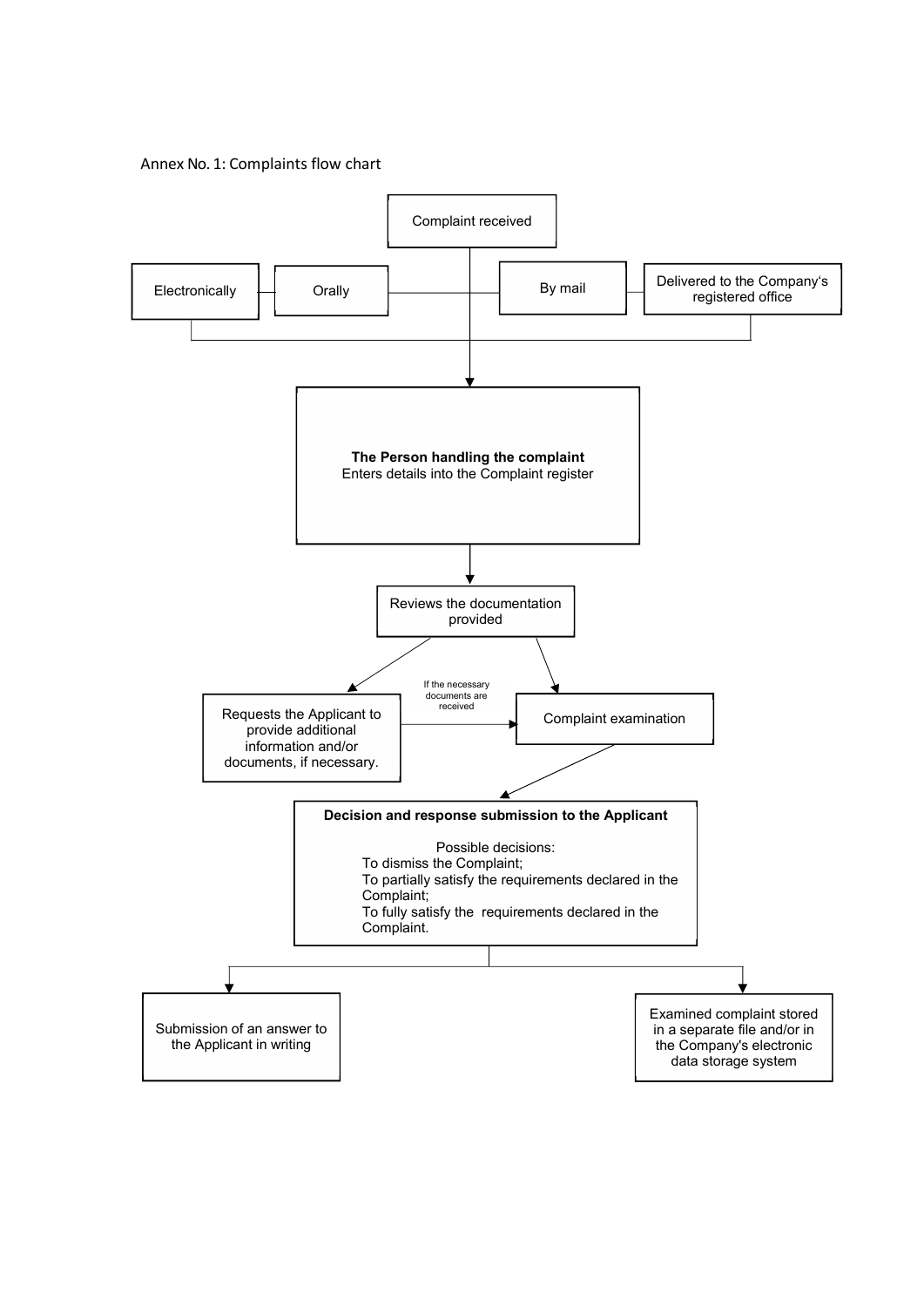Annex No. 1: Complaints flow chart

Complaint received

Electronically

Orally

By mail

Delivered to the Company's registered office

**The Person handling the complaint**
Enters details into the Complaint register

Reviews the documentation provided

Requests the Applicant to provide additional information and/or documents, if necessary.

If the necessary documents are received

Complaint examination

**Decision and response submission to the Applicant**

Possible decisions:
To dismiss the Complaint;
To partially satisfy the requirements declared in the Complaint;
To fully satisfy the requirements declared in the Complaint.

Submission of an answer to the Applicant in writing

Examined complaint stored in a separate file and/or in the Company's electronic data storage system